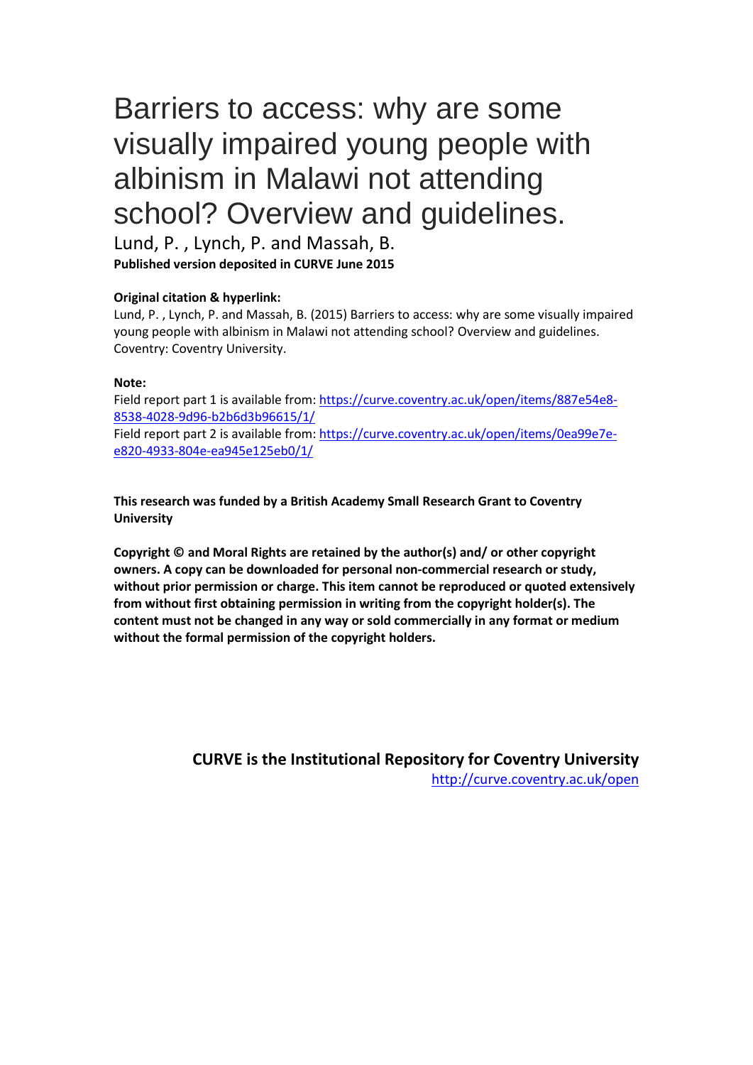# Barriers to access: why are some visually impaired young people with albinism in Malawi not attending school? Overview and guidelines.

Lund, P. , Lynch, P. and Massah, B.

**Published version deposited in CURVE June 2015**

**Original citation & hyperlink:**

Lund, P. , Lynch, P. and Massah, B. (2015) Barriers to access: why are some visually impaired young people with albinism in Malawi not attending school? Overview and guidelines. Coventry: Coventry University.

**Note:**

Field report part 1 is available from: [https://curve.coventry.ac.uk/open/items/887e54e8-8538-4028-9d96-b2b6d3b96615/1/](https://curve.coventry.ac.uk/open/items/887e54e8-8538-4028-9d96-b2b6d3b96615/1/)

Field report part 2 is available from: [https://curve.coventry.ac.uk/open/items/0ea99e7e-e820-4933-804e-ea945e125eb0/1/](https://curve.coventry.ac.uk/open/items/0ea99e7e-e820-4933-804e-ea945e125eb0/1/)

**This research was funded by a British Academy Small Research Grant to Coventry University**

**Copyright © and Moral Rights are retained by the author(s) and/ or other copyright owners. A copy can be downloaded for personal non-commercial research or study, without prior permission or charge. This item cannot be reproduced or quoted extensively from without first obtaining permission in writing from the copyright holder(s). The content must not be changed in any way or sold commercially in any format or medium without the formal permission of the copyright holders.**

**CURVE is the Institutional Repository for Coventry University**

[http://curve.coventry.ac.uk/open](http://curve.coventry.ac.uk/open)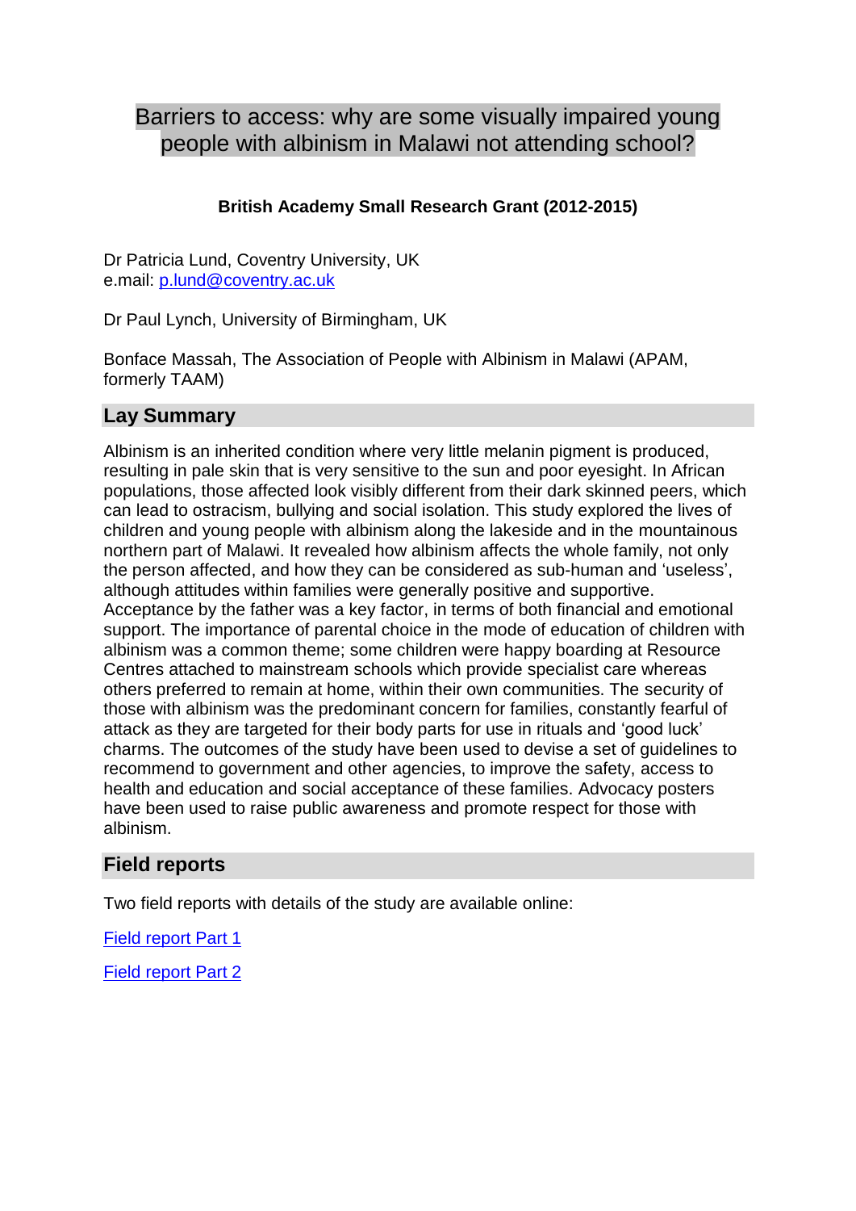# Barriers to access: why are some visually impaired young people with albinism in Malawi not attending school?

**British Academy Small Research Grant (2012-2015)**

Dr Patricia Lund, Coventry University, UK
e.mail: [p.lund@coventry.ac.uk](mailto:p.lund@coventry.ac.uk)

Dr Paul Lynch, University of Birmingham, UK

Bonface Massah, The Association of People with Albinism in Malawi (APAM, formerly TAAM)

## Lay Summary

Albinism is an inherited condition where very little melanin pigment is produced, resulting in pale skin that is very sensitive to the sun and poor eyesight. In African populations, those affected look visibly different from their dark skinned peers, which can lead to ostracism, bullying and social isolation. This study explored the lives of children and young people with albinism along the lakeside and in the mountainous northern part of Malawi. It revealed how albinism affects the whole family, not only the person affected, and how they can be considered as sub-human and 'useless', although attitudes within families were generally positive and supportive. Acceptance by the father was a key factor, in terms of both financial and emotional support. The importance of parental choice in the mode of education of children with albinism was a common theme; some children were happy boarding at Resource Centres attached to mainstream schools which provide specialist care whereas others preferred to remain at home, within their own communities. The security of those with albinism was the predominant concern for families, constantly fearful of attack as they are targeted for their body parts for use in rituals and 'good luck' charms. The outcomes of the study have been used to devise a set of guidelines to recommend to government and other agencies, to improve the safety, access to health and education and social acceptance of these families. Advocacy posters have been used to raise public awareness and promote respect for those with albinism.

## Field reports

Two field reports with details of the study are available online:

Field report Part 1

Field report Part 2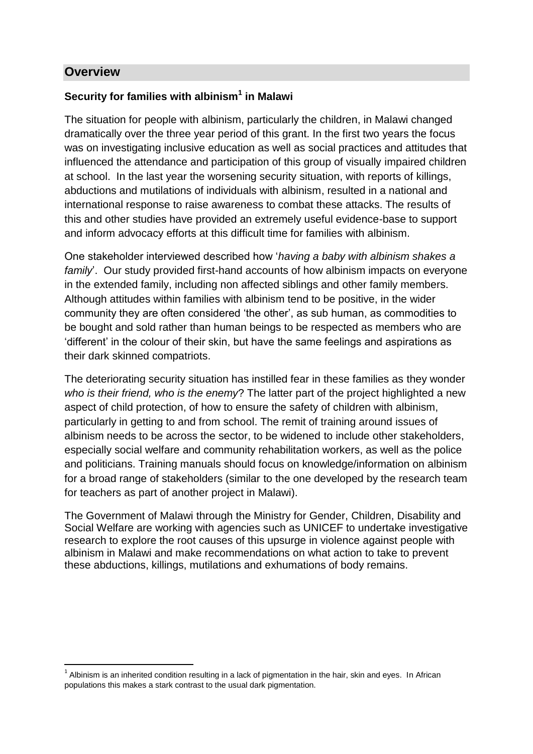## Overview

### Security for families with albinism[1] in Malawi

The situation for people with albinism, particularly the children, in Malawi changed dramatically over the three year period of this grant. In the first two years the focus was on investigating inclusive education as well as social practices and attitudes that influenced the attendance and participation of this group of visually impaired children at school. In the last year the worsening security situation, with reports of killings, abductions and mutilations of individuals with albinism, resulted in a national and international response to raise awareness to combat these attacks. The results of this and other studies have provided an extremely useful evidence-base to support and inform advocacy efforts at this difficult time for families with albinism.

One stakeholder interviewed described how '*having a baby with albinism shakes a family*'. Our study provided first-hand accounts of how albinism impacts on everyone in the extended family, including non affected siblings and other family members. Although attitudes within families with albinism tend to be positive, in the wider community they are often considered 'the other', as sub human, as commodities to be bought and sold rather than human beings to be respected as members who are 'different' in the colour of their skin, but have the same feelings and aspirations as their dark skinned compatriots.

The deteriorating security situation has instilled fear in these families as they wonder *who is their friend, who is the enemy*? The latter part of the project highlighted a new aspect of child protection, of how to ensure the safety of children with albinism, particularly in getting to and from school. The remit of training around issues of albinism needs to be across the sector, to be widened to include other stakeholders, especially social welfare and community rehabilitation workers, as well as the police and politicians. Training manuals should focus on knowledge/information on albinism for a broad range of stakeholders (similar to the one developed by the research team for teachers as part of another project in Malawi).

The Government of Malawi through the Ministry for Gender, Children, Disability and Social Welfare are working with agencies such as UNICEF to undertake investigative research to explore the root causes of this upsurge in violence against people with albinism in Malawi and make recommendations on what action to take to prevent these abductions, killings, mutilations and exhumations of body remains.

---

[1] Albinism is an inherited condition resulting in a lack of pigmentation in the hair, skin and eyes. In African populations this makes a stark contrast to the usual dark pigmentation.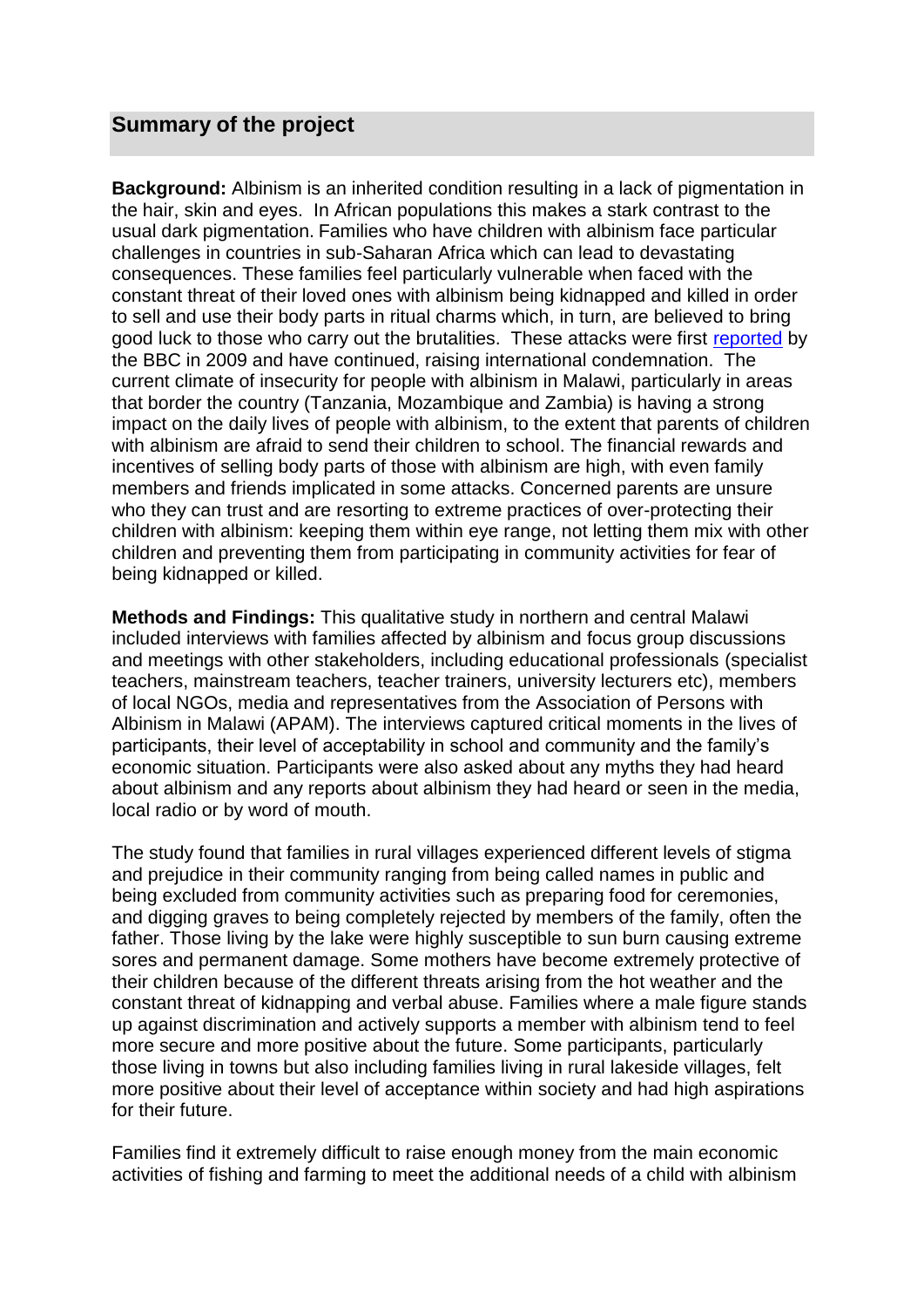## Summary of the project

**Background:** Albinism is an inherited condition resulting in a lack of pigmentation in the hair, skin and eyes. In African populations this makes a stark contrast to the usual dark pigmentation. Families who have children with albinism face particular challenges in countries in sub-Saharan Africa which can lead to devastating consequences. These families feel particularly vulnerable when faced with the constant threat of their loved ones with albinism being kidnapped and killed in order to sell and use their body parts in ritual charms which, in turn, are believed to bring good luck to those who carry out the brutalities. These attacks were first reported by the BBC in 2009 and have continued, raising international condemnation. The current climate of insecurity for people with albinism in Malawi, particularly in areas that border the country (Tanzania, Mozambique and Zambia) is having a strong impact on the daily lives of people with albinism, to the extent that parents of children with albinism are afraid to send their children to school. The financial rewards and incentives of selling body parts of those with albinism are high, with even family members and friends implicated in some attacks. Concerned parents are unsure who they can trust and are resorting to extreme practices of over-protecting their children with albinism: keeping them within eye range, not letting them mix with other children and preventing them from participating in community activities for fear of being kidnapped or killed.

**Methods and Findings:** This qualitative study in northern and central Malawi included interviews with families affected by albinism and focus group discussions and meetings with other stakeholders, including educational professionals (specialist teachers, mainstream teachers, teacher trainers, university lecturers etc), members of local NGOs, media and representatives from the Association of Persons with Albinism in Malawi (APAM). The interviews captured critical moments in the lives of participants, their level of acceptability in school and community and the family's economic situation. Participants were also asked about any myths they had heard about albinism and any reports about albinism they had heard or seen in the media, local radio or by word of mouth.

The study found that families in rural villages experienced different levels of stigma and prejudice in their community ranging from being called names in public and being excluded from community activities such as preparing food for ceremonies, and digging graves to being completely rejected by members of the family, often the father. Those living by the lake were highly susceptible to sun burn causing extreme sores and permanent damage. Some mothers have become extremely protective of their children because of the different threats arising from the hot weather and the constant threat of kidnapping and verbal abuse. Families where a male figure stands up against discrimination and actively supports a member with albinism tend to feel more secure and more positive about the future. Some participants, particularly those living in towns but also including families living in rural lakeside villages, felt more positive about their level of acceptance within society and had high aspirations for their future.

Families find it extremely difficult to raise enough money from the main economic activities of fishing and farming to meet the additional needs of a child with albinism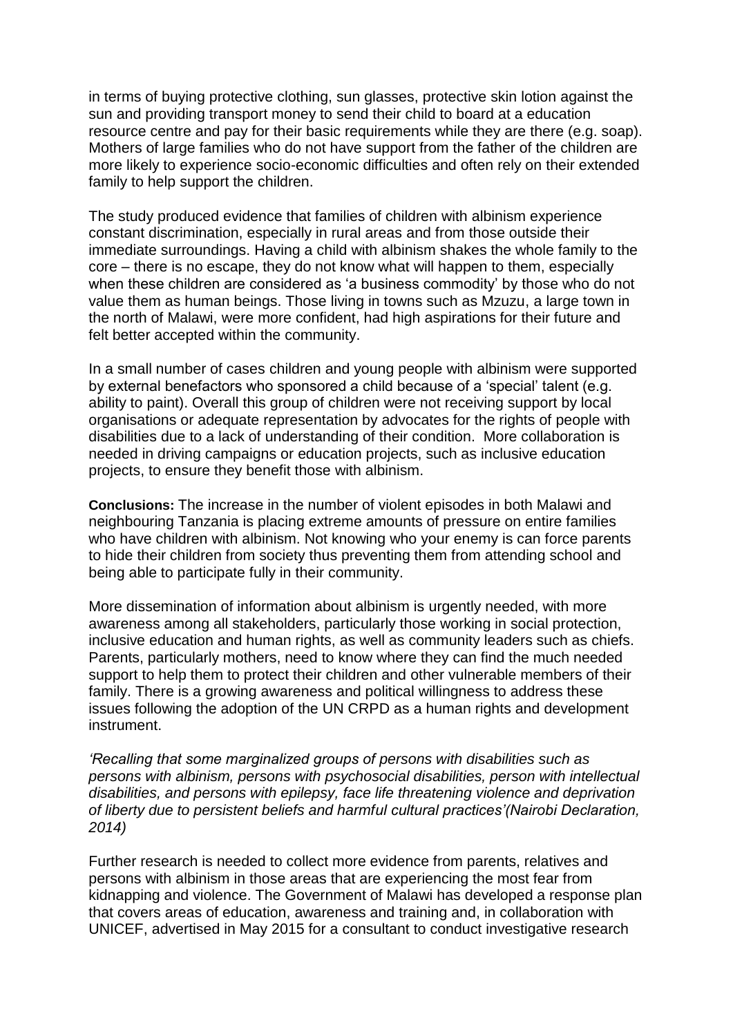in terms of buying protective clothing, sun glasses, protective skin lotion against the sun and providing transport money to send their child to board at a education resource centre and pay for their basic requirements while they are there (e.g. soap). Mothers of large families who do not have support from the father of the children are more likely to experience socio-economic difficulties and often rely on their extended family to help support the children.

The study produced evidence that families of children with albinism experience constant discrimination, especially in rural areas and from those outside their immediate surroundings. Having a child with albinism shakes the whole family to the core – there is no escape, they do not know what will happen to them, especially when these children are considered as 'a business commodity' by those who do not value them as human beings. Those living in towns such as Mzuzu, a large town in the north of Malawi, were more confident, had high aspirations for their future and felt better accepted within the community.

In a small number of cases children and young people with albinism were supported by external benefactors who sponsored a child because of a 'special' talent (e.g. ability to paint). Overall this group of children were not receiving support by local organisations or adequate representation by advocates for the rights of people with disabilities due to a lack of understanding of their condition. More collaboration is needed in driving campaigns or education projects, such as inclusive education projects, to ensure they benefit those with albinism.

**Conclusions:** The increase in the number of violent episodes in both Malawi and neighbouring Tanzania is placing extreme amounts of pressure on entire families who have children with albinism. Not knowing who your enemy is can force parents to hide their children from society thus preventing them from attending school and being able to participate fully in their community.

More dissemination of information about albinism is urgently needed, with more awareness among all stakeholders, particularly those working in social protection, inclusive education and human rights, as well as community leaders such as chiefs. Parents, particularly mothers, need to know where they can find the much needed support to help them to protect their children and other vulnerable members of their family. There is a growing awareness and political willingness to address these issues following the adoption of the UN CRPD as a human rights and development instrument.

*'Recalling that some marginalized groups of persons with disabilities such as persons with albinism, persons with psychosocial disabilities, person with intellectual disabilities, and persons with epilepsy, face life threatening violence and deprivation of liberty due to persistent beliefs and harmful cultural practices'(Nairobi Declaration, 2014)*

Further research is needed to collect more evidence from parents, relatives and persons with albinism in those areas that are experiencing the most fear from kidnapping and violence. The Government of Malawi has developed a response plan that covers areas of education, awareness and training and, in collaboration with UNICEF, advertised in May 2015 for a consultant to conduct investigative research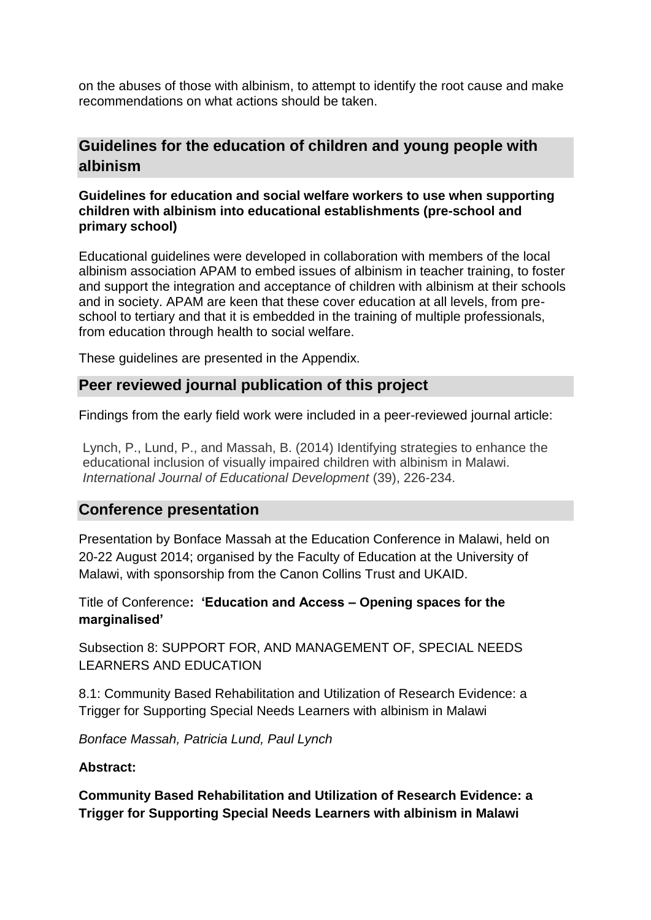on the abuses of those with albinism, to attempt to identify the root cause and make recommendations on what actions should be taken.

## Guidelines for the education of children and young people with albinism

**Guidelines for education and social welfare workers to use when supporting children with albinism into educational establishments (pre-school and primary school)**

Educational guidelines were developed in collaboration with members of the local albinism association APAM to embed issues of albinism in teacher training, to foster and support the integration and acceptance of children with albinism at their schools and in society. APAM are keen that these cover education at all levels, from pre-school to tertiary and that it is embedded in the training of multiple professionals, from education through health to social welfare.

These guidelines are presented in the Appendix.

## Peer reviewed journal publication of this project

Findings from the early field work were included in a peer-reviewed journal article:

Lynch, P., Lund, P., and Massah, B. (2014) Identifying strategies to enhance the educational inclusion of visually impaired children with albinism in Malawi. *International Journal of Educational Development* (39), 226-234.

## Conference presentation

Presentation by Bonface Massah at the Education Conference in Malawi, held on 20-22 August 2014; organised by the Faculty of Education at the University of Malawi, with sponsorship from the Canon Collins Trust and UKAID.

Title of Conference**: 'Education and Access – Opening spaces for the marginalised'**

Subsection 8: SUPPORT FOR, AND MANAGEMENT OF, SPECIAL NEEDS LEARNERS AND EDUCATION

8.1: Community Based Rehabilitation and Utilization of Research Evidence: a Trigger for Supporting Special Needs Learners with albinism in Malawi

*Bonface Massah, Patricia Lund, Paul Lynch*

**Abstract:**

**Community Based Rehabilitation and Utilization of Research Evidence: a Trigger for Supporting Special Needs Learners with albinism in Malawi**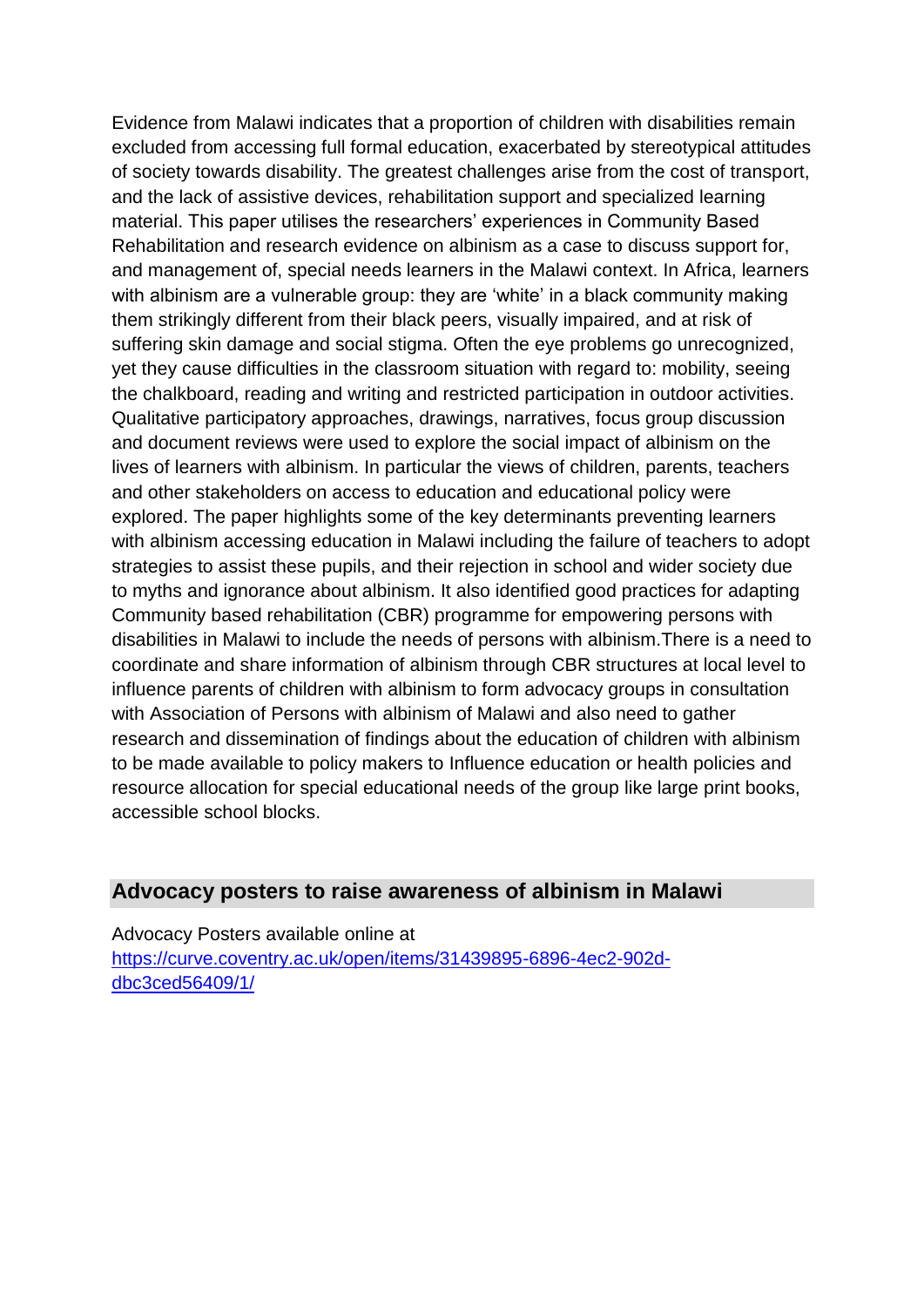Evidence from Malawi indicates that a proportion of children with disabilities remain excluded from accessing full formal education, exacerbated by stereotypical attitudes of society towards disability. The greatest challenges arise from the cost of transport, and the lack of assistive devices, rehabilitation support and specialized learning material. This paper utilises the researchers' experiences in Community Based Rehabilitation and research evidence on albinism as a case to discuss support for, and management of, special needs learners in the Malawi context. In Africa, learners with albinism are a vulnerable group: they are 'white' in a black community making them strikingly different from their black peers, visually impaired, and at risk of suffering skin damage and social stigma. Often the eye problems go unrecognized, yet they cause difficulties in the classroom situation with regard to: mobility, seeing the chalkboard, reading and writing and restricted participation in outdoor activities. Qualitative participatory approaches, drawings, narratives, focus group discussion and document reviews were used to explore the social impact of albinism on the lives of learners with albinism. In particular the views of children, parents, teachers and other stakeholders on access to education and educational policy were explored. The paper highlights some of the key determinants preventing learners with albinism accessing education in Malawi including the failure of teachers to adopt strategies to assist these pupils, and their rejection in school and wider society due to myths and ignorance about albinism. It also identified good practices for adapting Community based rehabilitation (CBR) programme for empowering persons with disabilities in Malawi to include the needs of persons with albinism.There is a need to coordinate and share information of albinism through CBR structures at local level to influence parents of children with albinism to form advocacy groups in consultation with Association of Persons with albinism of Malawi and also need to gather research and dissemination of findings about the education of children with albinism to be made available to policy makers to Influence education or health policies and resource allocation for special educational needs of the group like large print books, accessible school blocks.

## Advocacy posters to raise awareness of albinism in Malawi

Advocacy Posters available online at
[https://curve.coventry.ac.uk/open/items/31439895-6896-4ec2-902d-dbc3ced56409/1/](https://curve.coventry.ac.uk/open/items/31439895-6896-4ec2-902d-dbc3ced56409/1/)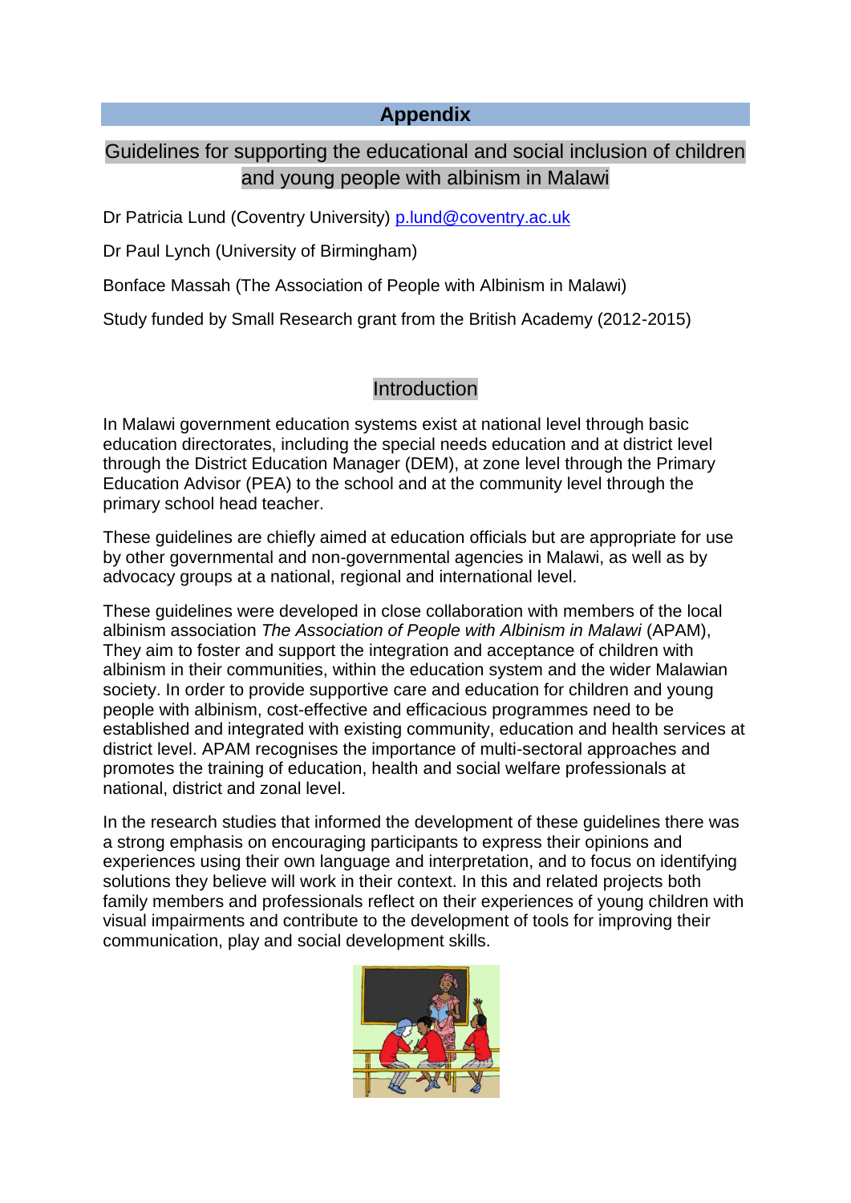# Appendix

## Guidelines for supporting the educational and social inclusion of children and young people with albinism in Malawi

Dr Patricia Lund (Coventry University) p.lund@coventry.ac.uk

Dr Paul Lynch (University of Birmingham)

Bonface Massah (The Association of People with Albinism in Malawi)

Study funded by Small Research grant from the British Academy (2012-2015)

### Introduction

In Malawi government education systems exist at national level through basic education directorates, including the special needs education and at district level through the District Education Manager (DEM), at zone level through the Primary Education Advisor (PEA) to the school and at the community level through the primary school head teacher.

These guidelines are chiefly aimed at education officials but are appropriate for use by other governmental and non-governmental agencies in Malawi, as well as by advocacy groups at a national, regional and international level.

These guidelines were developed in close collaboration with members of the local albinism association *The Association of People with Albinism in Malawi* (APAM), They aim to foster and support the integration and acceptance of children with albinism in their communities, within the education system and the wider Malawian society. In order to provide supportive care and education for children and young people with albinism, cost-effective and efficacious programmes need to be established and integrated with existing community, education and health services at district level. APAM recognises the importance of multi-sectoral approaches and promotes the training of education, health and social welfare professionals at national, district and zonal level.

In the research studies that informed the development of these guidelines there was a strong emphasis on encouraging participants to express their opinions and experiences using their own language and interpretation, and to focus on identifying solutions they believe will work in their context. In this and related projects both family members and professionals reflect on their experiences of young children with visual impairments and contribute to the development of tools for improving their communication, play and social development skills.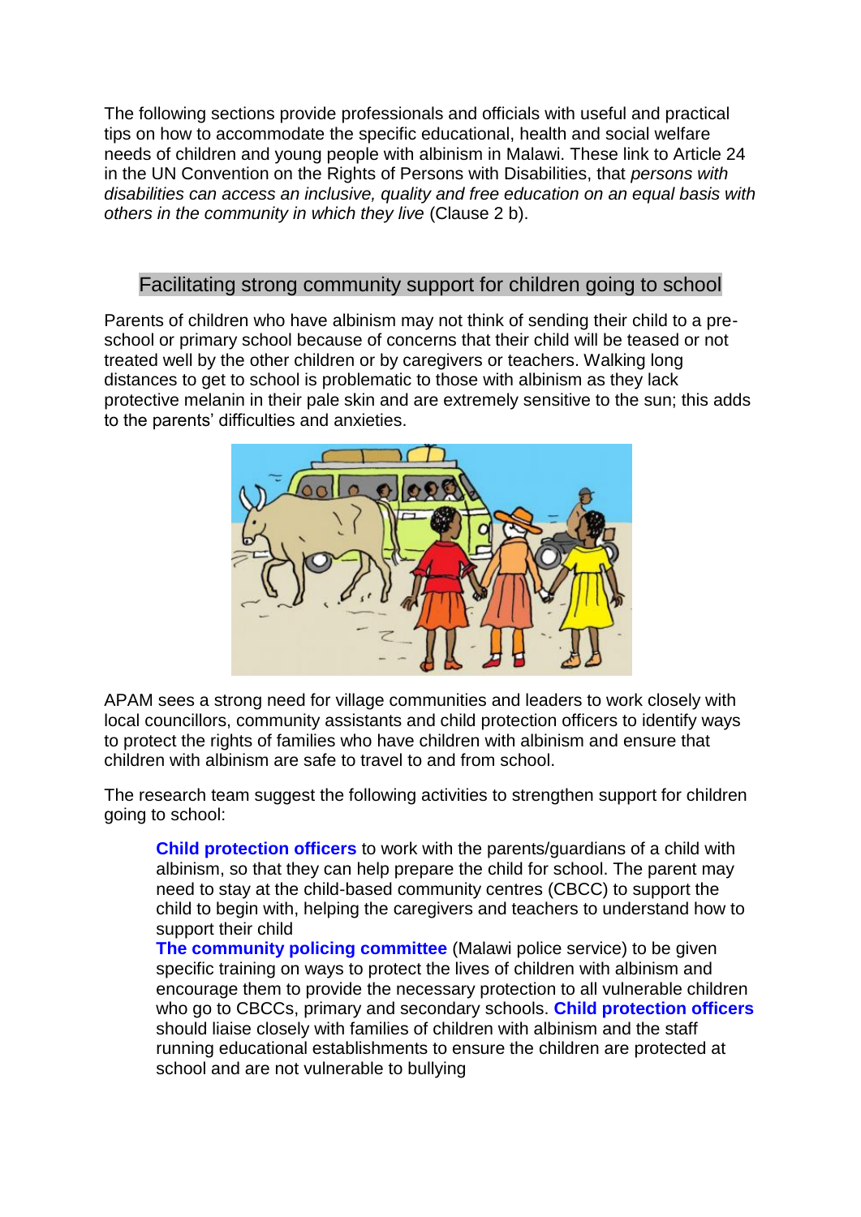The following sections provide professionals and officials with useful and practical tips on how to accommodate the specific educational, health and social welfare needs of children and young people with albinism in Malawi. These link to Article 24 in the UN Convention on the Rights of Persons with Disabilities, that *persons with disabilities can access an inclusive, quality and free education on an equal basis with others in the community in which they live* (Clause 2 b).

## Facilitating strong community support for children going to school

Parents of children who have albinism may not think of sending their child to a pre-school or primary school because of concerns that their child will be teased or not treated well by the other children or by caregivers or teachers. Walking long distances to get to school is problematic to those with albinism as they lack protective melanin in their pale skin and are extremely sensitive to the sun; this adds to the parents' difficulties and anxieties.

APAM sees a strong need for village communities and leaders to work closely with local councillors, community assistants and child protection officers to identify ways to protect the rights of families who have children with albinism and ensure that children with albinism are safe to travel to and from school.

The research team suggest the following activities to strengthen support for children going to school:

- **Child protection officers** to work with the parents/guardians of a child with albinism, so that they can help prepare the child for school. The parent may need to stay at the child-based community centres (CBCC) to support the child to begin with, helping the caregivers and teachers to understand how to support their child
- **The community policing committee** (Malawi police service) to be given specific training on ways to protect the lives of children with albinism and encourage them to provide the necessary protection to all vulnerable children who go to CBCCs, primary and secondary schools. **Child protection officers** should liaise closely with families of children with albinism and the staff running educational establishments to ensure the children are protected at school and are not vulnerable to bullying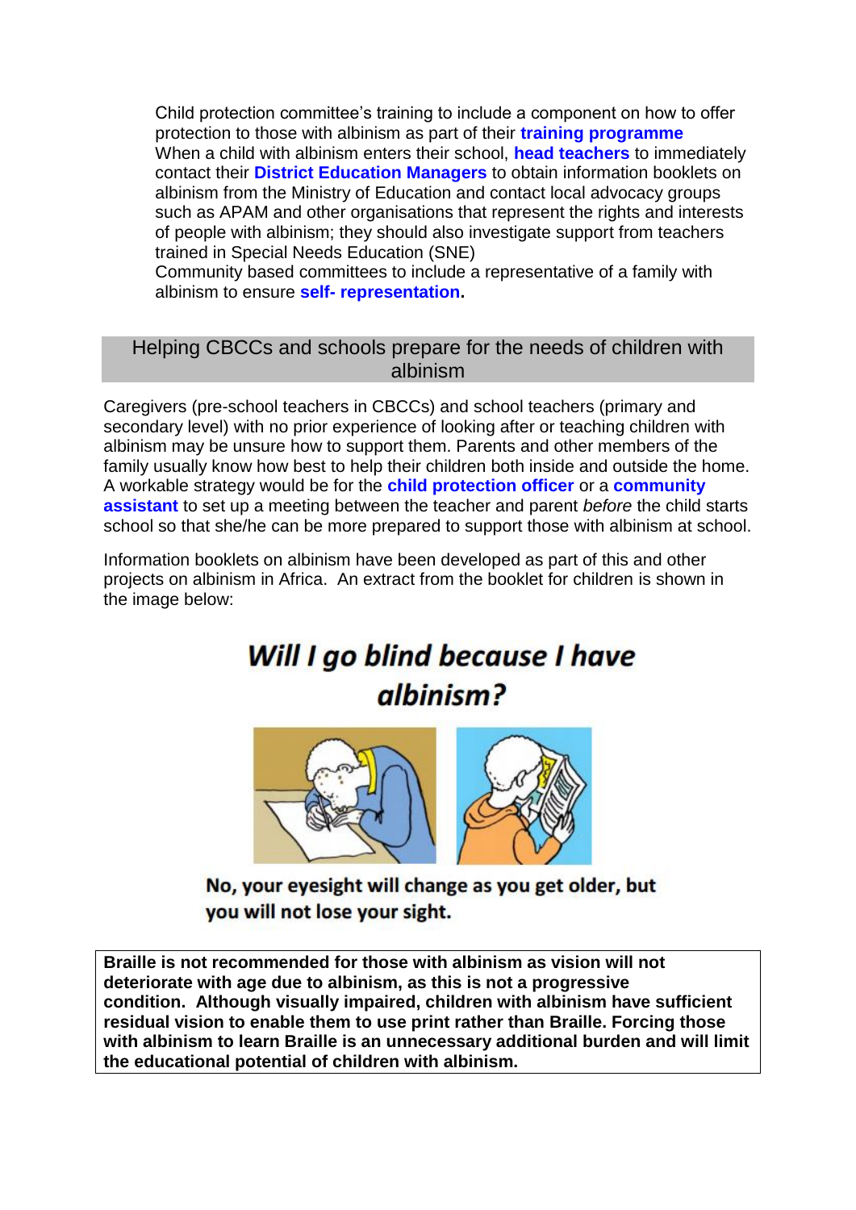Child protection committee's training to include a component on how to offer protection to those with albinism as part of their **training programme**
When a child with albinism enters their school, **head teachers** to immediately contact their **District Education Managers** to obtain information booklets on albinism from the Ministry of Education and contact local advocacy groups such as APAM and other organisations that represent the rights and interests of people with albinism; they should also investigate support from teachers trained in Special Needs Education (SNE)
Community based committees to include a representative of a family with albinism to ensure **self- representation.**

## Helping CBCCs and schools prepare for the needs of children with albinism

Caregivers (pre-school teachers in CBCCs) and school teachers (primary and secondary level) with no prior experience of looking after or teaching children with albinism may be unsure how to support them. Parents and other members of the family usually know how best to help their children both inside and outside the home. A workable strategy would be for the **child protection officer** or a **community assistant** to set up a meeting between the teacher and parent *before* the child starts school so that she/he can be more prepared to support those with albinism at school.

Information booklets on albinism have been developed as part of this and other projects on albinism in Africa. An extract from the booklet for children is shown in the image below:

***Will I go blind because I have albinism?***

**No, your eyesight will change as you get older, but you will not lose your sight.**

**Braille is not recommended for those with albinism as vision will not deteriorate with age due to albinism, as this is not a progressive condition. Although visually impaired, children with albinism have sufficient residual vision to enable them to use print rather than Braille. Forcing those with albinism to learn Braille is an unnecessary additional burden and will limit the educational potential of children with albinism.**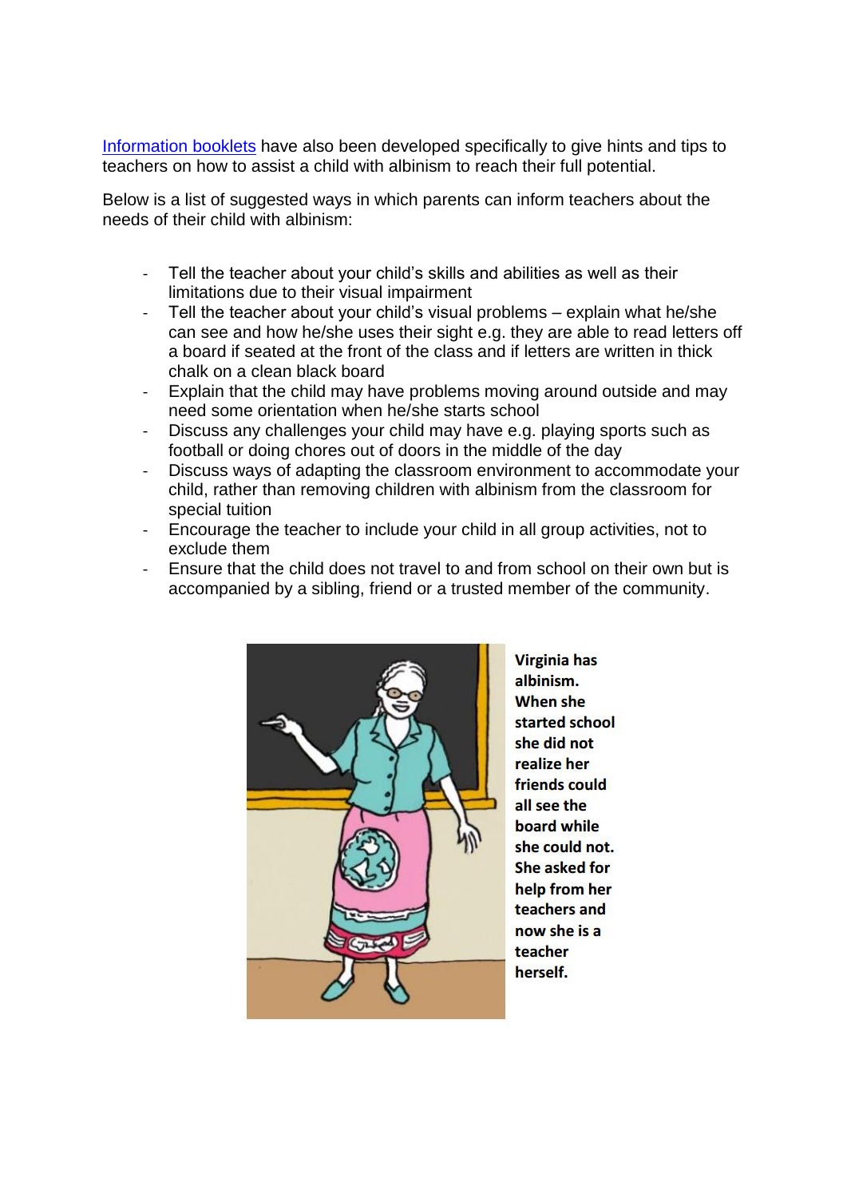Information booklets have also been developed specifically to give hints and tips to teachers on how to assist a child with albinism to reach their full potential.

Below is a list of suggested ways in which parents can inform teachers about the needs of their child with albinism:

- Tell the teacher about your child's skills and abilities as well as their limitations due to their visual impairment
- Tell the teacher about your child's visual problems – explain what he/she can see and how he/she uses their sight e.g. they are able to read letters off a board if seated at the front of the class and if letters are written in thick chalk on a clean black board
- Explain that the child may have problems moving around outside and may need some orientation when he/she starts school
- Discuss any challenges your child may have e.g. playing sports such as football or doing chores out of doors in the middle of the day
- Discuss ways of adapting the classroom environment to accommodate your child, rather than removing children with albinism from the classroom for special tuition
- Encourage the teacher to include your child in all group activities, not to exclude them
- Ensure that the child does not travel to and from school on their own but is accompanied by a sibling, friend or a trusted member of the community.

**Virginia has albinism. When she started school she did not realize her friends could all see the board while she could not. She asked for help from her teachers and now she is a teacher herself.**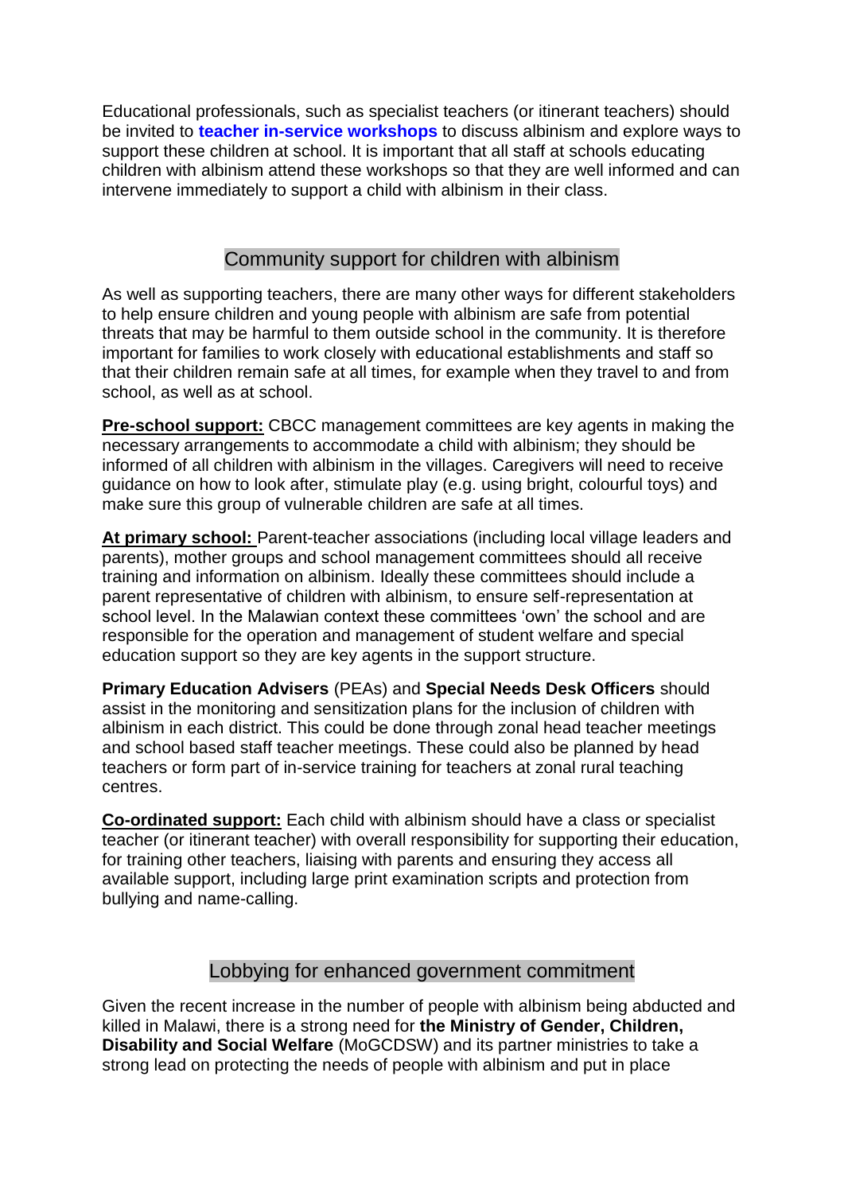Educational professionals, such as specialist teachers (or itinerant teachers) should be invited to **teacher in-service workshops** to discuss albinism and explore ways to support these children at school. It is important that all staff at schools educating children with albinism attend these workshops so that they are well informed and can intervene immediately to support a child with albinism in their class.

## Community support for children with albinism

As well as supporting teachers, there are many other ways for different stakeholders to help ensure children and young people with albinism are safe from potential threats that may be harmful to them outside school in the community. It is therefore important for families to work closely with educational establishments and staff so that their children remain safe at all times, for example when they travel to and from school, as well as at school.

**Pre-school support:** CBCC management committees are key agents in making the necessary arrangements to accommodate a child with albinism; they should be informed of all children with albinism in the villages. Caregivers will need to receive guidance on how to look after, stimulate play (e.g. using bright, colourful toys) and make sure this group of vulnerable children are safe at all times.

**At primary school:** Parent-teacher associations (including local village leaders and parents), mother groups and school management committees should all receive training and information on albinism. Ideally these committees should include a parent representative of children with albinism, to ensure self-representation at school level. In the Malawian context these committees 'own' the school and are responsible for the operation and management of student welfare and special education support so they are key agents in the support structure.

**Primary Education Advisers** (PEAs) and **Special Needs Desk Officers** should assist in the monitoring and sensitization plans for the inclusion of children with albinism in each district. This could be done through zonal head teacher meetings and school based staff teacher meetings. These could also be planned by head teachers or form part of in-service training for teachers at zonal rural teaching centres.

**Co-ordinated support:** Each child with albinism should have a class or specialist teacher (or itinerant teacher) with overall responsibility for supporting their education, for training other teachers, liaising with parents and ensuring they access all available support, including large print examination scripts and protection from bullying and name-calling.

## Lobbying for enhanced government commitment

Given the recent increase in the number of people with albinism being abducted and killed in Malawi, there is a strong need for **the Ministry of Gender, Children, Disability and Social Welfare** (MoGCDSW) and its partner ministries to take a strong lead on protecting the needs of people with albinism and put in place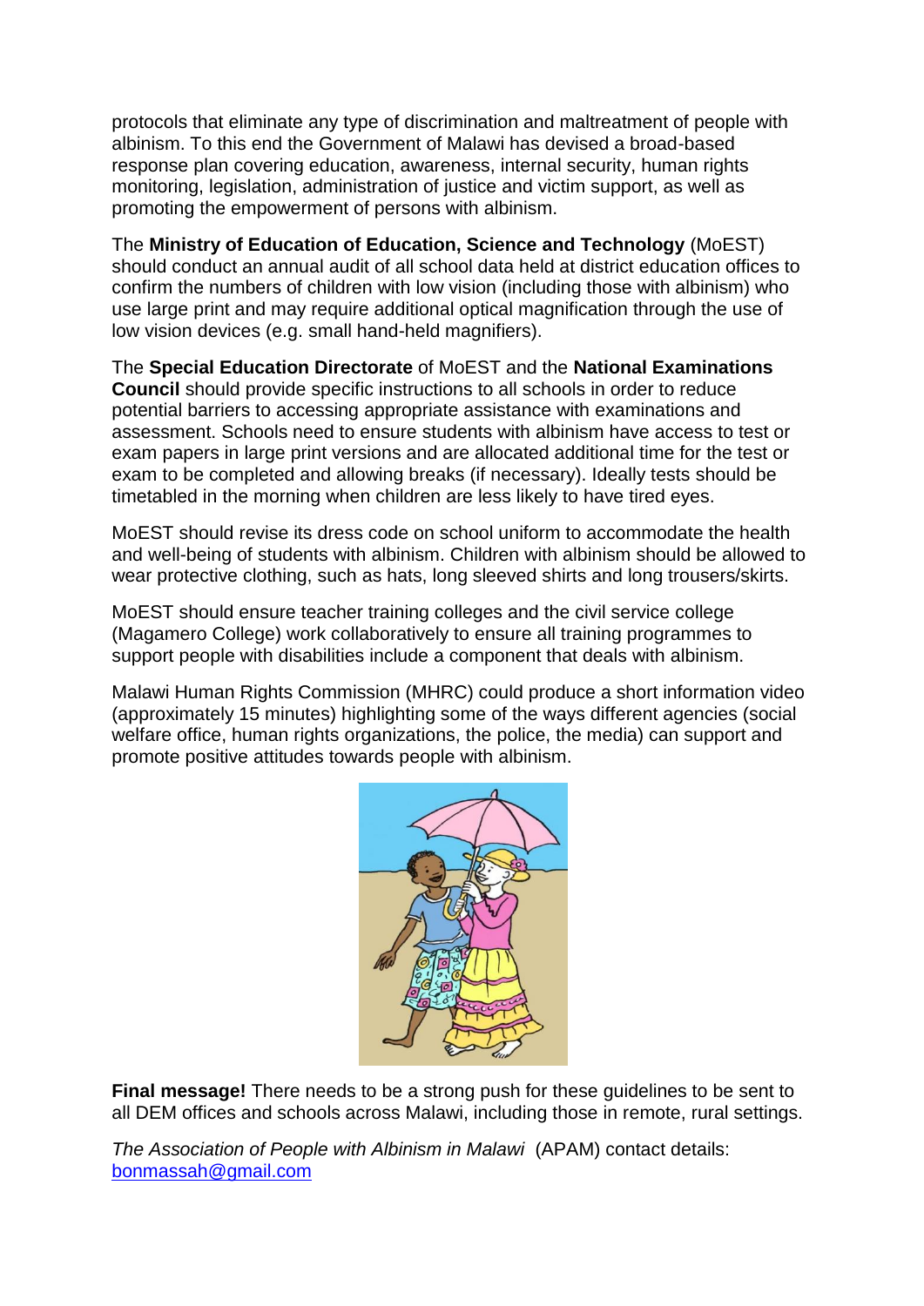protocols that eliminate any type of discrimination and maltreatment of people with albinism. To this end the Government of Malawi has devised a broad-based response plan covering education, awareness, internal security, human rights monitoring, legislation, administration of justice and victim support, as well as promoting the empowerment of persons with albinism.

The **Ministry of Education of Education, Science and Technology** (MoEST) should conduct an annual audit of all school data held at district education offices to confirm the numbers of children with low vision (including those with albinism) who use large print and may require additional optical magnification through the use of low vision devices (e.g. small hand-held magnifiers).

The **Special Education Directorate** of MoEST and the **National Examinations Council** should provide specific instructions to all schools in order to reduce potential barriers to accessing appropriate assistance with examinations and assessment. Schools need to ensure students with albinism have access to test or exam papers in large print versions and are allocated additional time for the test or exam to be completed and allowing breaks (if necessary). Ideally tests should be timetabled in the morning when children are less likely to have tired eyes.

MoEST should revise its dress code on school uniform to accommodate the health and well-being of students with albinism. Children with albinism should be allowed to wear protective clothing, such as hats, long sleeved shirts and long trousers/skirts.

MoEST should ensure teacher training colleges and the civil service college (Magamero College) work collaboratively to ensure all training programmes to support people with disabilities include a component that deals with albinism.

Malawi Human Rights Commission (MHRC) could produce a short information video (approximately 15 minutes) highlighting some of the ways different agencies (social welfare office, human rights organizations, the police, the media) can support and promote positive attitudes towards people with albinism.

**Final message!** There needs to be a strong push for these guidelines to be sent to all DEM offices and schools across Malawi, including those in remote, rural settings.

*The Association of People with Albinism in Malawi* (APAM) contact details: bonmassah@gmail.com